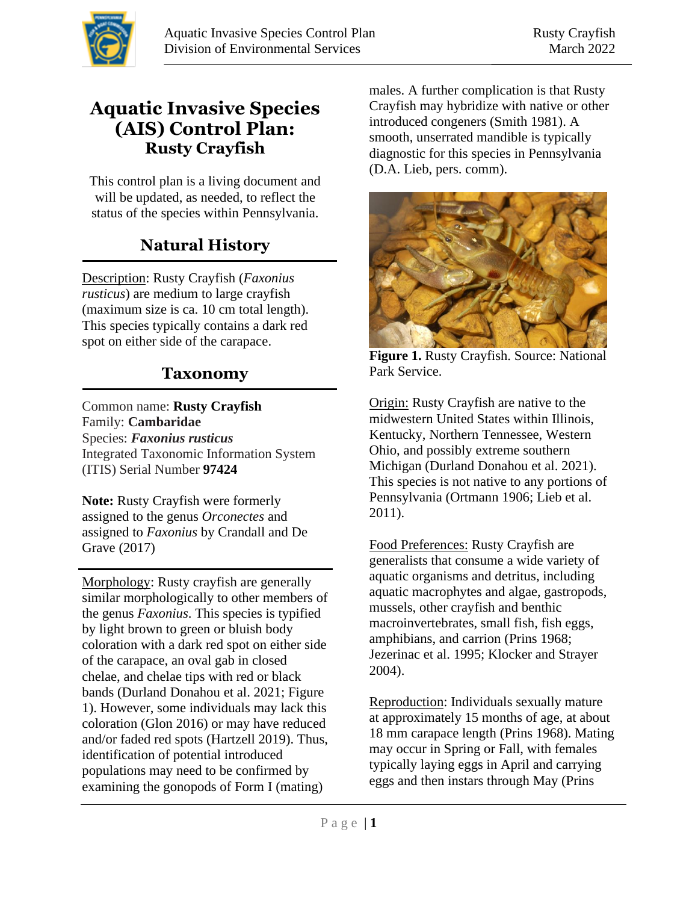# Aquatic Invasive Species (AIS) Control Plan: Rusty Crayfish

This control plan is a living document and will be updated, as needed, to reflect the status of the species within Pennsylvania.

## Natural History

Description: Rusty Crayfish (*Faxonius rusticus*) are medium to large crayfish (maximum size is ca. 10 cm total length). This species typically contains a dark red spot on either side of the carapace.

## Taxonomy

Common name: **Rusty Crayfish**
Family: **Cambaridae**
Species: ***Faxonius rusticus***
Integrated Taxonomic Information System (ITIS) Serial Number **97424**

**Note:** Rusty Crayfish were formerly assigned to the genus *Orconectes* and assigned to *Faxonius* by Crandall and De Grave (2017)

Morphology: Rusty crayfish are generally similar morphologically to other members of the genus *Faxonius*. This species is typified by light brown to green or bluish body coloration with a dark red spot on either side of the carapace, an oval gab in closed chelae, and chelae tips with red or black bands (Durland Donahou et al. 2021; Figure 1). However, some individuals may lack this coloration (Glon 2016) or may have reduced and/or faded red spots (Hartzell 2019). Thus, identification of potential introduced populations may need to be confirmed by examining the gonopods of Form I (mating) males. A further complication is that Rusty Crayfish may hybridize with native or other introduced congeners (Smith 1981). A smooth, unserrated mandible is typically diagnostic for this species in Pennsylvania (D.A. Lieb, pers. comm).

**Figure 1.** Rusty Crayfish. Source: National Park Service.

Origin: Rusty Crayfish are native to the midwestern United States within Illinois, Kentucky, Northern Tennessee, Western Ohio, and possibly extreme southern Michigan (Durland Donahou et al. 2021). This species is not native to any portions of Pennsylvania (Ortmann 1906; Lieb et al. 2011).

Food Preferences: Rusty Crayfish are generalists that consume a wide variety of aquatic organisms and detritus, including aquatic macrophytes and algae, gastropods, mussels, other crayfish and benthic macroinvertebrates, small fish, fish eggs, amphibians, and carrion (Prins 1968; Jezerinac et al. 1995; Klocker and Strayer 2004).

Reproduction: Individuals sexually mature at approximately 15 months of age, at about 18 mm carapace length (Prins 1968). Mating may occur in Spring or Fall, with females typically laying eggs in April and carrying eggs and then instars through May (Prins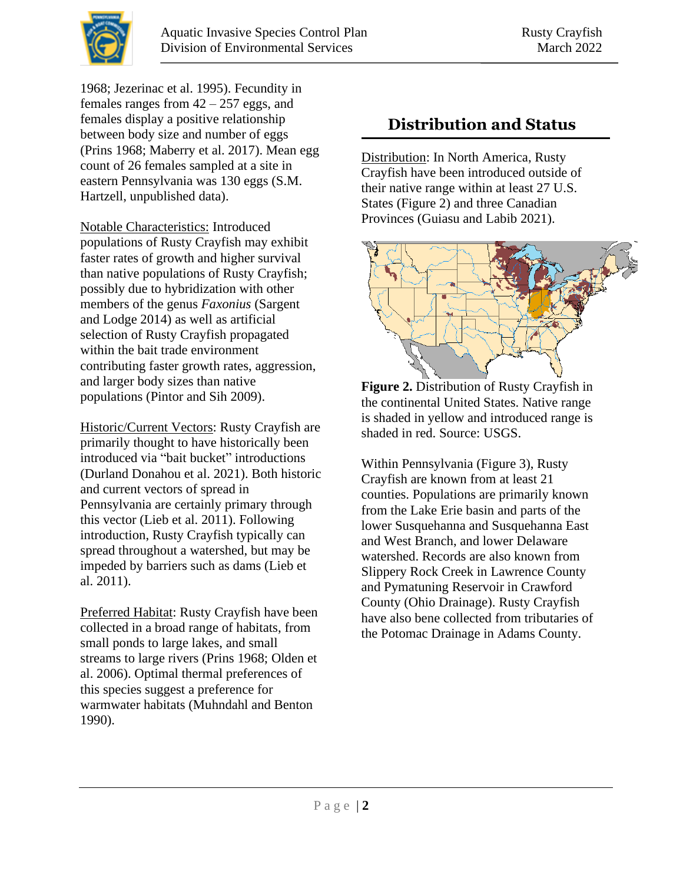1968; Jezerinac et al. 1995). Fecundity in females ranges from 42 – 257 eggs, and females display a positive relationship between body size and number of eggs (Prins 1968; Maberry et al. 2017). Mean egg count of 26 females sampled at a site in eastern Pennsylvania was 130 eggs (S.M. Hartzell, unpublished data).

Notable Characteristics: Introduced populations of Rusty Crayfish may exhibit faster rates of growth and higher survival than native populations of Rusty Crayfish; possibly due to hybridization with other members of the genus *Faxonius* (Sargent and Lodge 2014) as well as artificial selection of Rusty Crayfish propagated within the bait trade environment contributing faster growth rates, aggression, and larger body sizes than native populations (Pintor and Sih 2009).

Historic/Current Vectors: Rusty Crayfish are primarily thought to have historically been introduced via "bait bucket" introductions (Durland Donahou et al. 2021). Both historic and current vectors of spread in Pennsylvania are certainly primary through this vector (Lieb et al. 2011). Following introduction, Rusty Crayfish typically can spread throughout a watershed, but may be impeded by barriers such as dams (Lieb et al. 2011).

Preferred Habitat: Rusty Crayfish have been collected in a broad range of habitats, from small ponds to large lakes, and small streams to large rivers (Prins 1968; Olden et al. 2006). Optimal thermal preferences of this species suggest a preference for warmwater habitats (Muhndahl and Benton 1990).

## Distribution and Status

Distribution: In North America, Rusty Crayfish have been introduced outside of their native range within at least 27 U.S. States (Figure 2) and three Canadian Provinces (Guiasu and Labib 2021).

**Figure 2.** Distribution of Rusty Crayfish in the continental United States. Native range is shaded in yellow and introduced range is shaded in red. Source: USGS.

Within Pennsylvania (Figure 3), Rusty Crayfish are known from at least 21 counties. Populations are primarily known from the Lake Erie basin and parts of the lower Susquehanna and Susquehanna East and West Branch, and lower Delaware watershed. Records are also known from Slippery Rock Creek in Lawrence County and Pymatuning Reservoir in Crawford County (Ohio Drainage). Rusty Crayfish have also bene collected from tributaries of the Potomac Drainage in Adams County.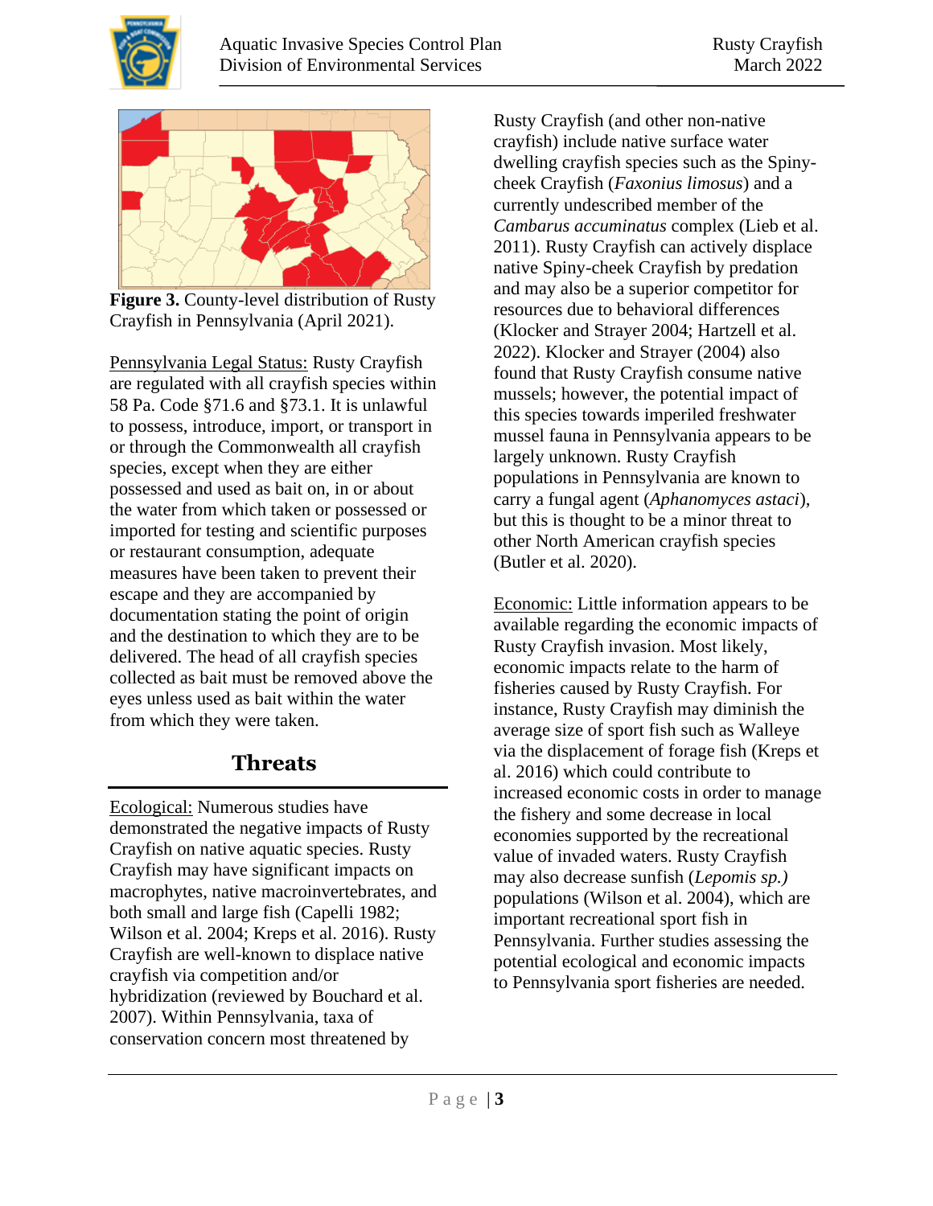**Figure 3.** County-level distribution of Rusty Crayfish in Pennsylvania (April 2021).

Pennsylvania Legal Status: Rusty Crayfish are regulated with all crayfish species within 58 Pa. Code §71.6 and §73.1. It is unlawful to possess, introduce, import, or transport in or through the Commonwealth all crayfish species, except when they are either possessed and used as bait on, in or about the water from which taken or possessed or imported for testing and scientific purposes or restaurant consumption, adequate measures have been taken to prevent their escape and they are accompanied by documentation stating the point of origin and the destination to which they are to be delivered. The head of all crayfish species collected as bait must be removed above the eyes unless used as bait within the water from which they were taken.

## Threats

Ecological: Numerous studies have demonstrated the negative impacts of Rusty Crayfish on native aquatic species. Rusty Crayfish may have significant impacts on macrophytes, native macroinvertebrates, and both small and large fish (Capelli 1982; Wilson et al. 2004; Kreps et al. 2016). Rusty Crayfish are well-known to displace native crayfish via competition and/or hybridization (reviewed by Bouchard et al. 2007). Within Pennsylvania, taxa of conservation concern most threatened by Rusty Crayfish (and other non-native crayfish) include native surface water dwelling crayfish species such as the Spiny-cheek Crayfish (*Faxonius limosus*) and a currently undescribed member of the *Cambarus accuminatus* complex (Lieb et al. 2011). Rusty Crayfish can actively displace native Spiny-cheek Crayfish by predation and may also be a superior competitor for resources due to behavioral differences (Klocker and Strayer 2004; Hartzell et al. 2022). Klocker and Strayer (2004) also found that Rusty Crayfish consume native mussels; however, the potential impact of this species towards imperiled freshwater mussel fauna in Pennsylvania appears to be largely unknown. Rusty Crayfish populations in Pennsylvania are known to carry a fungal agent (*Aphanomyces astaci*), but this is thought to be a minor threat to other North American crayfish species (Butler et al. 2020).

Economic: Little information appears to be available regarding the economic impacts of Rusty Crayfish invasion. Most likely, economic impacts relate to the harm of fisheries caused by Rusty Crayfish. For instance, Rusty Crayfish may diminish the average size of sport fish such as Walleye via the displacement of forage fish (Kreps et al. 2016) which could contribute to increased economic costs in order to manage the fishery and some decrease in local economies supported by the recreational value of invaded waters. Rusty Crayfish may also decrease sunfish (*Lepomis sp.)* populations (Wilson et al. 2004), which are important recreational sport fish in Pennsylvania. Further studies assessing the potential ecological and economic impacts to Pennsylvania sport fisheries are needed.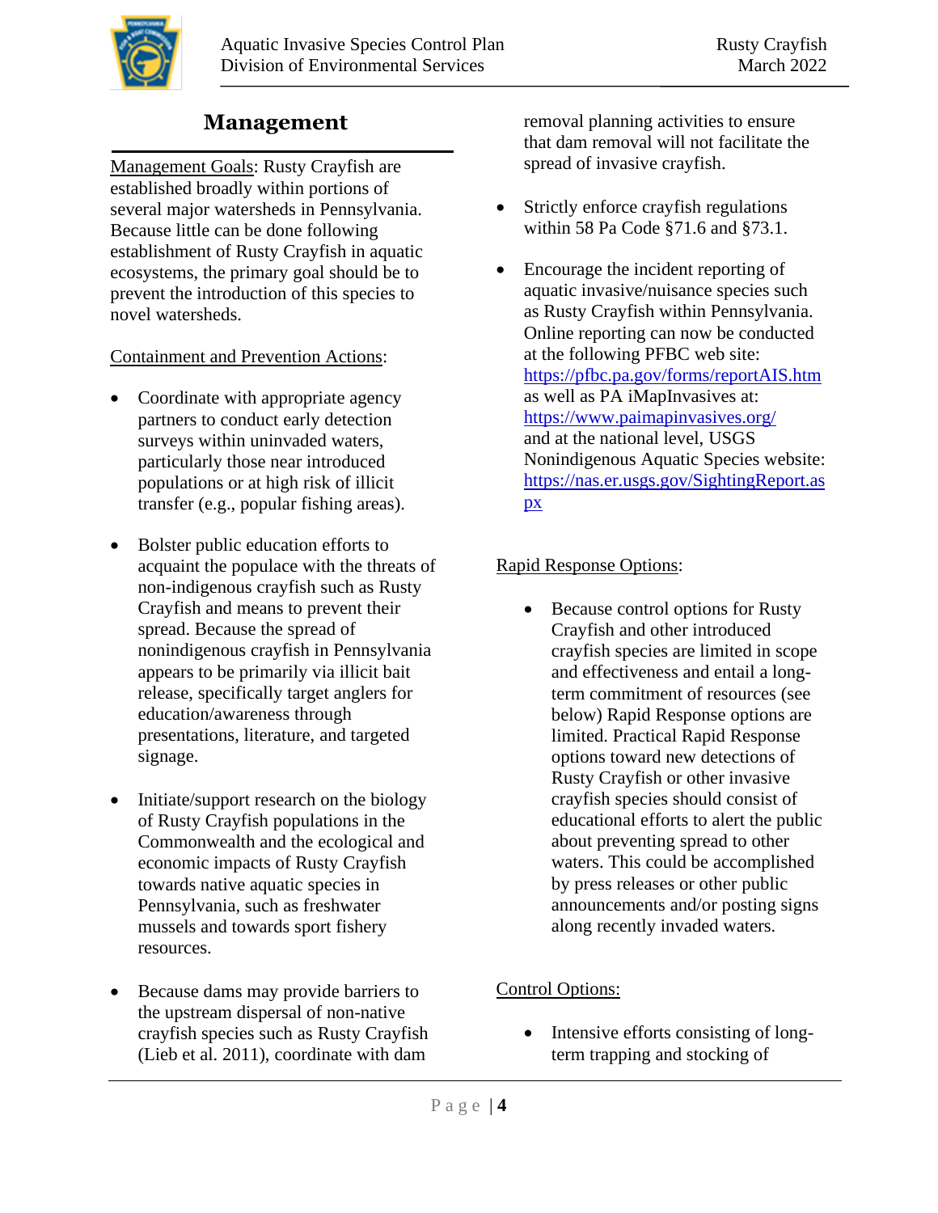## Management

Management Goals: Rusty Crayfish are established broadly within portions of several major watersheds in Pennsylvania. Because little can be done following establishment of Rusty Crayfish in aquatic ecosystems, the primary goal should be to prevent the introduction of this species to novel watersheds.

Containment and Prevention Actions:

- Coordinate with appropriate agency partners to conduct early detection surveys within uninvaded waters, particularly those near introduced populations or at high risk of illicit transfer (e.g., popular fishing areas).
- Bolster public education efforts to acquaint the populace with the threats of non-indigenous crayfish such as Rusty Crayfish and means to prevent their spread. Because the spread of nonindigenous crayfish in Pennsylvania appears to be primarily via illicit bait release, specifically target anglers for education/awareness through presentations, literature, and targeted signage.
- Initiate/support research on the biology of Rusty Crayfish populations in the Commonwealth and the ecological and economic impacts of Rusty Crayfish towards native aquatic species in Pennsylvania, such as freshwater mussels and towards sport fishery resources.
- Because dams may provide barriers to the upstream dispersal of non-native crayfish species such as Rusty Crayfish (Lieb et al. 2011), coordinate with dam removal planning activities to ensure that dam removal will not facilitate the spread of invasive crayfish.
- Strictly enforce crayfish regulations within 58 Pa Code §71.6 and §73.1.
- Encourage the incident reporting of aquatic invasive/nuisance species such as Rusty Crayfish within Pennsylvania. Online reporting can now be conducted at the following PFBC web site: https://pfbc.pa.gov/forms/reportAIS.htm as well as PA iMapInvasives at: https://www.paimapinvasives.org/ and at the national level, USGS Nonindigenous Aquatic Species website: https://nas.er.usgs.gov/SightingReport.aspx

Rapid Response Options:

- Because control options for Rusty Crayfish and other introduced crayfish species are limited in scope and effectiveness and entail a long-term commitment of resources (see below) Rapid Response options are limited. Practical Rapid Response options toward new detections of Rusty Crayfish or other invasive crayfish species should consist of educational efforts to alert the public about preventing spread to other waters. This could be accomplished by press releases or other public announcements and/or posting signs along recently invaded waters.

Control Options:

- Intensive efforts consisting of long-term trapping and stocking of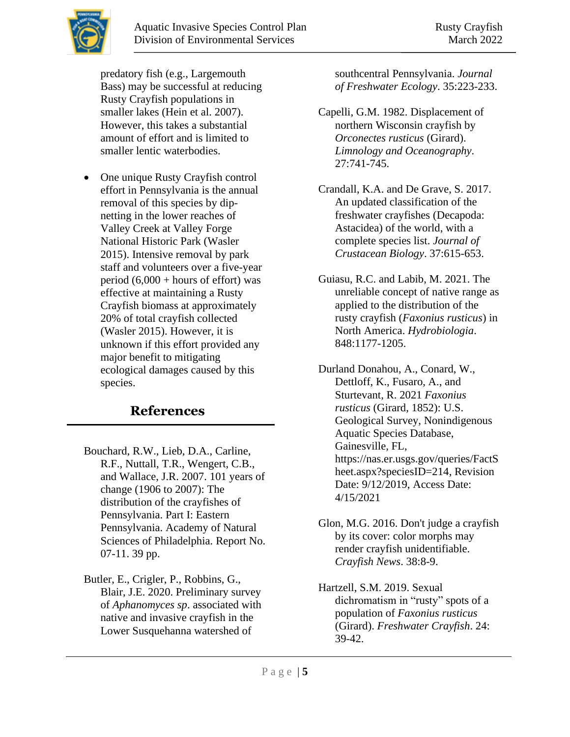predatory fish (e.g., Largemouth Bass) may be successful at reducing Rusty Crayfish populations in smaller lakes (Hein et al. 2007). However, this takes a substantial amount of effort and is limited to smaller lentic waterbodies.

- One unique Rusty Crayfish control effort in Pennsylvania is the annual removal of this species by dip-netting in the lower reaches of Valley Creek at Valley Forge National Historic Park (Wasler 2015). Intensive removal by park staff and volunteers over a five-year period (6,000 + hours of effort) was effective at maintaining a Rusty Crayfish biomass at approximately 20% of total crayfish collected (Wasler 2015). However, it is unknown if this effort provided any major benefit to mitigating ecological damages caused by this species.

## References

Bouchard, R.W., Lieb, D.A., Carline, R.F., Nuttall, T.R., Wengert, C.B., and Wallace, J.R. 2007. 101 years of change (1906 to 2007): The distribution of the crayfishes of Pennsylvania. Part I: Eastern Pennsylvania. Academy of Natural Sciences of Philadelphia. Report No. 07-11. 39 pp.

Butler, E., Crigler, P., Robbins, G., Blair, J.E. 2020. Preliminary survey of *Aphanomyces sp*. associated with native and invasive crayfish in the Lower Susquehanna watershed of southcentral Pennsylvania. *Journal of Freshwater Ecology*. 35:223-233.

Capelli, G.M. 1982. Displacement of northern Wisconsin crayfish by *Orconectes rusticus* (Girard). *Limnology and Oceanography*. 27:741-745.

Crandall, K.A. and De Grave, S. 2017. An updated classification of the freshwater crayfishes (Decapoda: Astacidea) of the world, with a complete species list. *Journal of Crustacean Biology*. 37:615-653.

Guiasu, R.C. and Labib, M. 2021. The unreliable concept of native range as applied to the distribution of the rusty crayfish (*Faxonius rusticus*) in North America. *Hydrobiologia*. 848:1177-1205.

Durland Donahou, A., Conard, W., Dettloff, K., Fusaro, A., and Sturtevant, R. 2021 *Faxonius rusticus* (Girard, 1852): U.S. Geological Survey, Nonindigenous Aquatic Species Database, Gainesville, FL, https://nas.er.usgs.gov/queries/FactSheet.aspx?speciesID=214, Revision Date: 9/12/2019, Access Date: 4/15/2021

Glon, M.G. 2016. Don't judge a crayfish by its cover: color morphs may render crayfish unidentifiable. *Crayfish News*. 38:8-9.

Hartzell, S.M. 2019. Sexual dichromatism in "rusty" spots of a population of *Faxonius rusticus* (Girard). *Freshwater Crayfish*. 24: 39-42.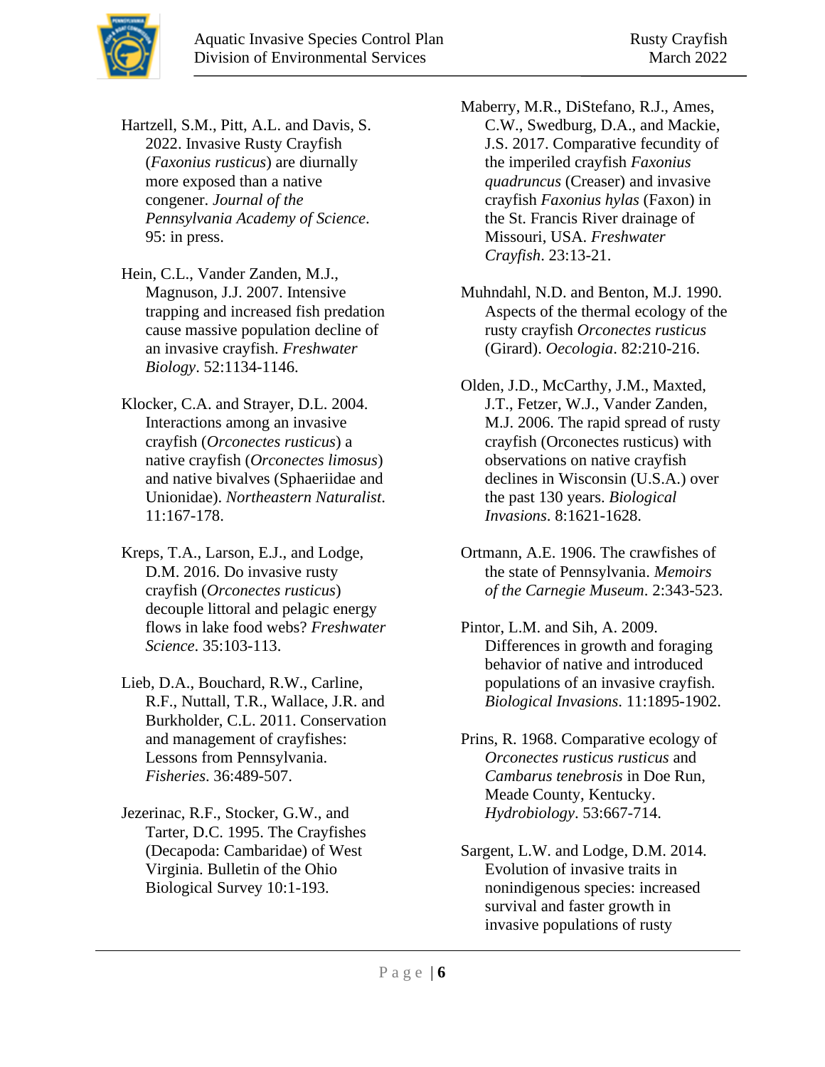Hartzell, S.M., Pitt, A.L. and Davis, S. 2022. Invasive Rusty Crayfish (*Faxonius rusticus*) are diurnally more exposed than a native congener. *Journal of the Pennsylvania Academy of Science*. 95: in press.

Hein, C.L., Vander Zanden, M.J., Magnuson, J.J. 2007. Intensive trapping and increased fish predation cause massive population decline of an invasive crayfish. *Freshwater Biology*. 52:1134-1146.

Klocker, C.A. and Strayer, D.L. 2004. Interactions among an invasive crayfish (*Orconectes rusticus*) a native crayfish (*Orconectes limosus*) and native bivalves (Sphaeriidae and Unionidae). *Northeastern Naturalist*. 11:167-178.

Kreps, T.A., Larson, E.J., and Lodge, D.M. 2016. Do invasive rusty crayfish (*Orconectes rusticus*) decouple littoral and pelagic energy flows in lake food webs? *Freshwater Science*. 35:103-113.

Lieb, D.A., Bouchard, R.W., Carline, R.F., Nuttall, T.R., Wallace, J.R. and Burkholder, C.L. 2011. Conservation and management of crayfishes: Lessons from Pennsylvania. *Fisheries*. 36:489-507.

Jezerinac, R.F., Stocker, G.W., and Tarter, D.C. 1995. The Crayfishes (Decapoda: Cambaridae) of West Virginia. Bulletin of the Ohio Biological Survey 10:1-193.

Maberry, M.R., DiStefano, R.J., Ames, C.W., Swedburg, D.A., and Mackie, J.S. 2017. Comparative fecundity of the imperiled crayfish *Faxonius quadruncus* (Creaser) and invasive crayfish *Faxonius hylas* (Faxon) in the St. Francis River drainage of Missouri, USA. *Freshwater Crayfish*. 23:13-21.

Muhndahl, N.D. and Benton, M.J. 1990. Aspects of the thermal ecology of the rusty crayfish *Orconectes rusticus* (Girard). *Oecologia*. 82:210-216.

Olden, J.D., McCarthy, J.M., Maxted, J.T., Fetzer, W.J., Vander Zanden, M.J. 2006. The rapid spread of rusty crayfish (Orconectes rusticus) with observations on native crayfish declines in Wisconsin (U.S.A.) over the past 130 years. *Biological Invasions*. 8:1621-1628.

Ortmann, A.E. 1906. The crawfishes of the state of Pennsylvania. *Memoirs of the Carnegie Museum*. 2:343-523.

Pintor, L.M. and Sih, A. 2009. Differences in growth and foraging behavior of native and introduced populations of an invasive crayfish. *Biological Invasions*. 11:1895-1902.

Prins, R. 1968. Comparative ecology of *Orconectes rusticus rusticus* and *Cambarus tenebrosis* in Doe Run, Meade County, Kentucky. *Hydrobiology*. 53:667-714.

Sargent, L.W. and Lodge, D.M. 2014. Evolution of invasive traits in nonindigenous species: increased survival and faster growth in invasive populations of rusty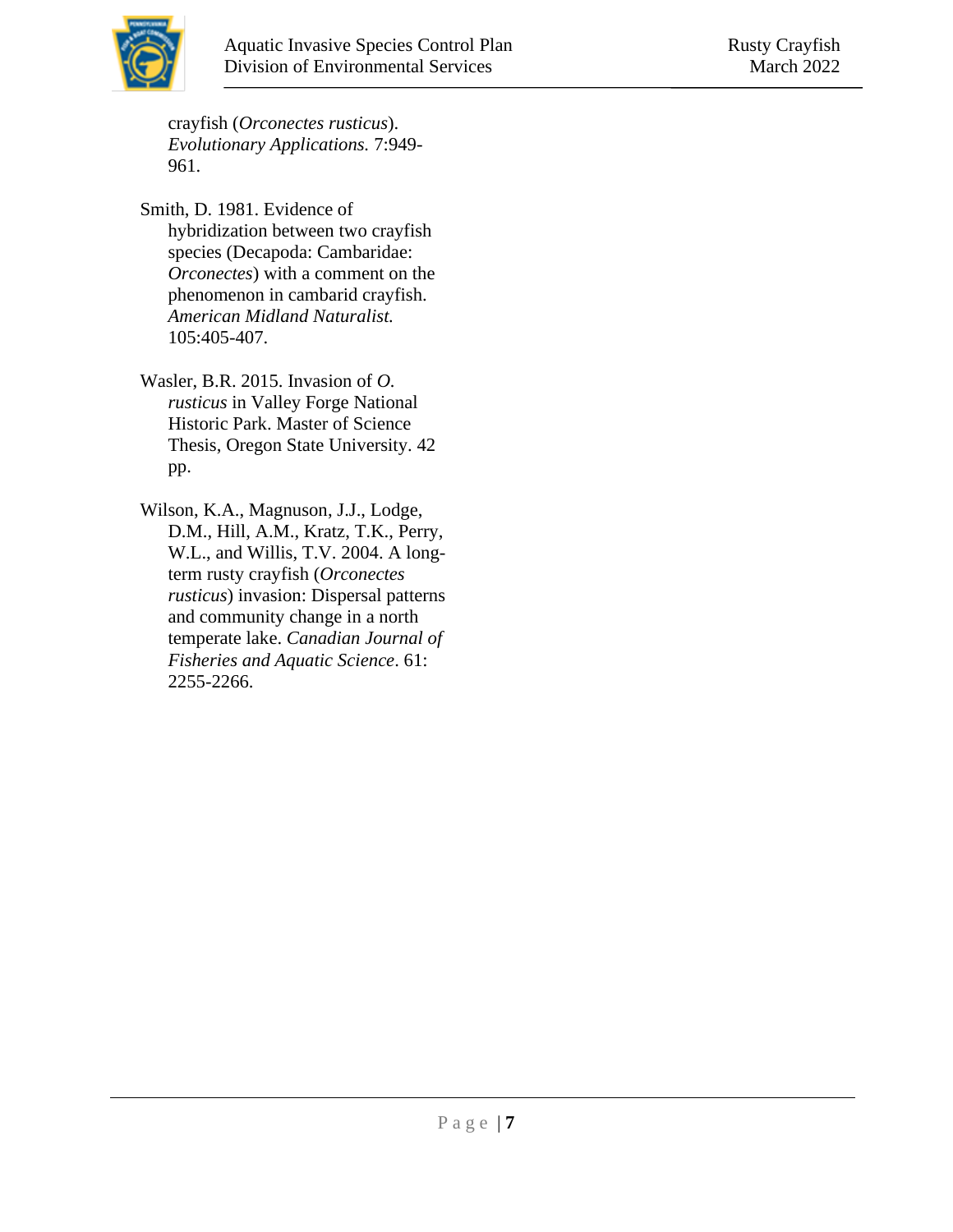crayfish (*Orconectes rusticus*). *Evolutionary Applications.* 7:949-961.

Smith, D. 1981. Evidence of hybridization between two crayfish species (Decapoda: Cambaridae: *Orconectes*) with a comment on the phenomenon in cambarid crayfish. *American Midland Naturalist.* 105:405-407.

Wasler, B.R. 2015. Invasion of *O. rusticus* in Valley Forge National Historic Park. Master of Science Thesis, Oregon State University. 42 pp.

Wilson, K.A., Magnuson, J.J., Lodge, D.M., Hill, A.M., Kratz, T.K., Perry, W.L., and Willis, T.V. 2004. A long-term rusty crayfish (*Orconectes rusticus*) invasion: Dispersal patterns and community change in a north temperate lake. *Canadian Journal of Fisheries and Aquatic Science*. 61: 2255-2266.